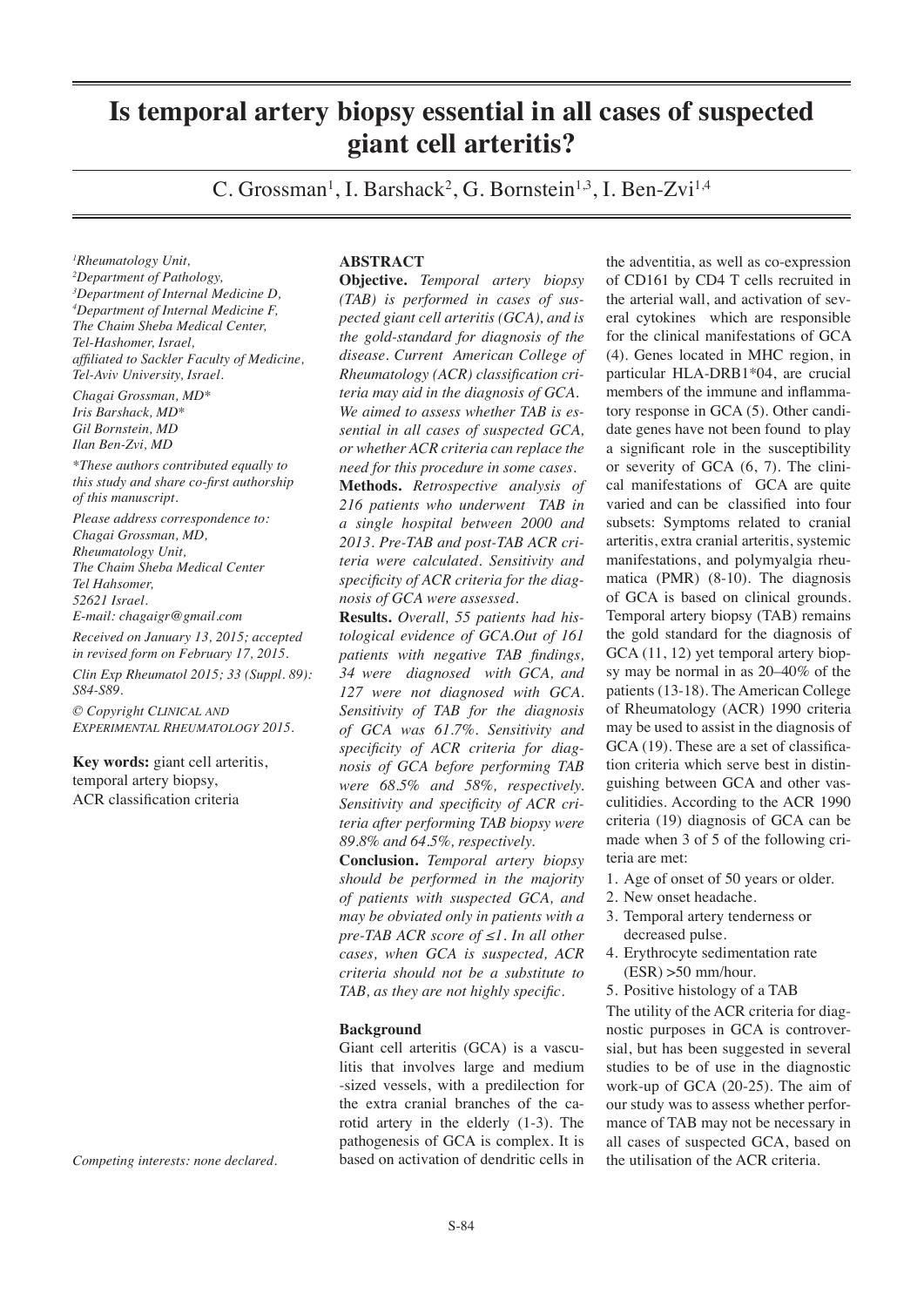# Is temporal artery biopsy essential in all cases of suspected giant cell arteritis?

C. Grossman[1], I. Barshack[2], G. Bornstein[1,3], I. Ben-Zvi[1,4]

[1]Rheumatology Unit,
[2]Department of Pathology,
[3]Department of Internal Medicine D,
[4]Department of Internal Medicine F,
The Chaim Sheba Medical Center, Tel-Hashomer, Israel,
affiliated to Sackler Faculty of Medicine, Tel-Aviv University, Israel.

Chagai Grossman, MD*
Iris Barshack, MD*
Gil Bornstein, MD
Ilan Ben-Zvi, MD

*These authors contributed equally to this study and share co-first authorship of this manuscript.

Please address correspondence to:
Chagai Grossman, MD,
Rheumatology Unit,
The Chaim Sheba Medical Center
Tel Hahsomer,
52621 Israel.
E-mail: chagaigr@gmail.com

Received on January 13, 2015; accepted in revised form on February 17, 2015.

Clin Exp Rheumatol 2015; 33 (Suppl. 89): S84-S89.

© Copyright CLINICAL AND EXPERIMENTAL RHEUMATOLOGY 2015.

**Key words:** giant cell arteritis, temporal artery biopsy, ACR classification criteria

Competing interests: none declared.

## ABSTRACT

**Objective.** *Temporal artery biopsy (TAB) is performed in cases of suspected giant cell arteritis (GCA), and is the gold-standard for diagnosis of the disease. Current American College of Rheumatology (ACR) classification criteria may aid in the diagnosis of GCA. We aimed to assess whether TAB is essential in all cases of suspected GCA, or whether ACR criteria can replace the need for this procedure in some cases.*

**Methods.** *Retrospective analysis of 216 patients who underwent TAB in a single hospital between 2000 and 2013. Pre-TAB and post-TAB ACR criteria were calculated. Sensitivity and specificity of ACR criteria for the diagnosis of GCA were assessed.*

**Results.** *Overall, 55 patients had histological evidence of GCA.Out of 161 patients with negative TAB findings, 34 were diagnosed with GCA, and 127 were not diagnosed with GCA. Sensitivity of TAB for the diagnosis of GCA was 61.7%. Sensitivity and specificity of ACR criteria for diagnosis of GCA before performing TAB were 68.5% and 58%, respectively. Sensitivity and specificity of ACR criteria after performing TAB biopsy were 89.8% and 64.5%, respectively.*

**Conclusion.** *Temporal artery biopsy should be performed in the majority of patients with suspected GCA, and may be obviated only in patients with a pre-TAB ACR score of ≤1. In all other cases, when GCA is suspected, ACR criteria should not be a substitute to TAB, as they are not highly specific.*

## Background

Giant cell arteritis (GCA) is a vasculitis that involves large and medium -sized vessels, with a predilection for the extra cranial branches of the carotid artery in the elderly (1-3). The pathogenesis of GCA is complex. It is based on activation of dendritic cells in the adventitia, as well as co-expression of CD161 by CD4 T cells recruited in the arterial wall, and activation of several cytokines which are responsible for the clinical manifestations of GCA (4). Genes located in MHC region, in particular HLA-DRB1*04, are crucial members of the immune and inflammatory response in GCA (5). Other candidate genes have not been found to play a significant role in the susceptibility or severity of GCA (6, 7). The clinical manifestations of GCA are quite varied and can be classified into four subsets: Symptoms related to cranial arteritis, extra cranial arteritis, systemic manifestations, and polymyalgia rheumatica (PMR) (8-10). The diagnosis of GCA is based on clinical grounds. Temporal artery biopsy (TAB) remains the gold standard for the diagnosis of GCA (11, 12) yet temporal artery biopsy may be normal in as 20–40% of the patients (13-18). The American College of Rheumatology (ACR) 1990 criteria may be used to assist in the diagnosis of GCA (19). These are a set of classification criteria which serve best in distinguishing between GCA and other vasculitidies. According to the ACR 1990 criteria (19) diagnosis of GCA can be made when 3 of 5 of the following criteria are met:

1. Age of onset of 50 years or older.
2. New onset headache.
3. Temporal artery tenderness or decreased pulse.
4. Erythrocyte sedimentation rate (ESR) >50 mm/hour.
5. Positive histology of a TAB

The utility of the ACR criteria for diagnostic purposes in GCA is controversial, but has been suggested in several studies to be of use in the diagnostic work-up of GCA (20-25). The aim of our study was to assess whether performance of TAB may not be necessary in all cases of suspected GCA, based on the utilisation of the ACR criteria.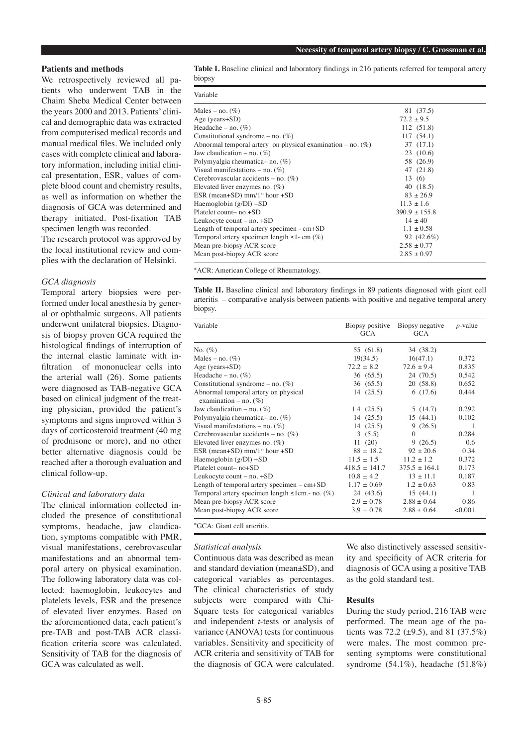## Patients and methods

We retrospectively reviewed all patients who underwent TAB in the Chaim Sheba Medical Center between the years 2000 and 2013. Patients' clinical and demographic data was extracted from computerised medical records and manual medical files. We included only cases with complete clinical and laboratory information, including initial clinical presentation, ESR, values of complete blood count and chemistry results, as well as information on whether the diagnosis of GCA was determined and therapy initiated. Post-fixation TAB specimen length was recorded.

The research protocol was approved by the local institutional review and complies with the declaration of Helsinki.

### *GCA diagnosis*

Temporal artery biopsies were performed under local anesthesia by general or ophthalmic surgeons. All patients underwent unilateral biopsies. Diagnosis of biopsy proven GCA required the histological findings of interruption of the internal elastic laminate with infiltration of mononuclear cells into the arterial wall (26). Some patients were diagnosed as TAB-negative GCA based on clinical judgment of the treating physician, provided the patient's symptoms and signs improved within 3 days of corticosteroid treatment (40 mg of prednisone or more), and no other better alternative diagnosis could be reached after a thorough evaluation and clinical follow-up.

### *Clinical and laboratory data*

The clinical information collected included the presence of constitutional symptoms, headache, jaw claudication, symptoms compatible with PMR, visual manifestations, cerebrovascular manifestations and an abnormal temporal artery on physical examination. The following laboratory data was collected: haemoglobin, leukocytes and platelets levels, ESR and the presence of elevated liver enzymes. Based on the aforementioned data, each patient's pre-TAB and post-TAB ACR classification criteria score was calculated. Sensitivity of TAB for the diagnosis of GCA was calculated as well.

**Table I.** Baseline clinical and laboratory findings in 216 patients referred for temporal artery biopsy

| Variable | |
|---|---|
| Males – no. (%) | 81 (37.5) |
| Age (years+SD) | 72.2 ± 9.5 |
| Headache – no. (%) | 112 (51.8) |
| Constitutional syndrome – no. (%) | 117 (54.1) |
| Abnormal temporal artery on physical examination – no. (%) | 37 (17.1) |
| Jaw claudication – no. (%) | 23 (10.6) |
| Polymyalgia rheumatica– no. (%) | 58 (26.9) |
| Visual manifestations – no. (%) | 47 (21.8) |
| Cerebrovascular accidents – no. (%) | 13 (6) |
| Elevated liver enzymes no. (%) | 40 (18.5) |
| ESR (mean+SD) mm/1[st] hour +SD | 83 ± 26.9 |
| Haemoglobin (g/Dl) +SD | 11.3 ± 1.6 |
| Platelet count– no.+SD | 390.9 ± 155.8 |
| Leukocyte count – no. +SD | 14 ± 40 |
| Length of temporal artery specimen - cm+SD | 1.1 ± 0.58 |
| Temporal artery specimen length ≤1- cm (%) | 92 (42.6%) |
| Mean pre-biopsy ACR score | 2.58 ± 0.77 |
| Mean post-biopsy ACR score | 2.85 ± 0.97 |

*ACR: American College of Rheumatology.

**Table II.** Baseline clinical and laboratory findings in 89 patients diagnosed with giant cell arteritis – comparative analysis between patients with positive and negative temporal artery biopsy.

| Variable | Biopsy positive GCA | Biopsy negative GCA | *p*-value |
|---|---|---|---|
| No. (%) | 55 (61.8) | 34 (38.2) | |
| Males – no. (%) | 19(34.5) | 16(47.1) | 0.372 |
| Age (years+SD) | 72.2 ± 8.2 | 72.6 ± 9.4 | 0.835 |
| Headache – no. (%) | 36 (65.5) | 24 (70.5) | 0.542 |
| Constitutional syndrome – no. (%) | 36 (65.5) | 20 (58.8) | 0.652 |
| Abnormal temporal artery on physical examination – no. (%) | 14 (25.5) | 6 (17.6) | 0.444 |
| Jaw claudication – no. (%) | 14 (25.5) | 5 (14.7) | 0.292 |
| Polymyalgia rheumatica– no. (%) | 14 (25.5) | 15 (44.1) | 0.102 |
| Visual manifestations – no. (%) | 14 (25.5) | 9 (26.5) | 1 |
| Cerebrovascular accidents – no. (%) | 3 (5.5) | 0 | 0.284 |
| Elevated liver enzymes no. (%) | 11 (20) | 9 (26.5) | 0.6 |
| ESR (mean+SD) mm/1[st] hour +SD | 88 ± 18.2 | 92 ± 20.6 | 0.34 |
| Haemoglobin (g/Dl) +SD | 11.5 ± 1.5 | 11.2 ± 1.2 | 0.372 |
| Platelet count– no+SD | 418.5 ± 141.7 | 375.5 ± 164.1 | 0.173 |
| Leukocyte count – no. +SD | 10.8 ± 4.2 | 13 ± 11.1 | 0.187 |
| Length of temporal artery specimen – cm+SD | 1.17 ± 0.69 | 1.2 ± 0.63 | 0.83 |
| Temporal artery specimen length ≤1cm.- no. (%) | 24 (43.6) | 15 (44.1) | 1 |
| Mean pre-biopsy ACR score | 2.9 ± 0.78 | 2.88 ± 0.64 | 0.86 |
| Mean post-biopsy ACR score | 3.9 ± 0.78 | 2.88 ± 0.64 | <0.001 |

*GCA: Giant cell arteritis.

### *Statistical analysis*

Continuous data was described as mean and standard deviation (mean±SD), and categorical variables as percentages. The clinical characteristics of study subjects were compared with Chi-Square tests for categorical variables and independent *t*-tests or analysis of variance (ANOVA) tests for continuous variables. Sensitivity and specificity of ACR criteria and sensitivity of TAB for the diagnosis of GCA were calculated. We also distinctively assessed sensitivity and specificity of ACR criteria for diagnosis of GCA using a positive TAB as the gold standard test.

## Results

During the study period, 216 TAB were performed. The mean age of the patients was 72.2 (±9.5), and 81 (37.5%) were males. The most common presenting symptoms were constitutional syndrome (54.1%), headache (51.8%)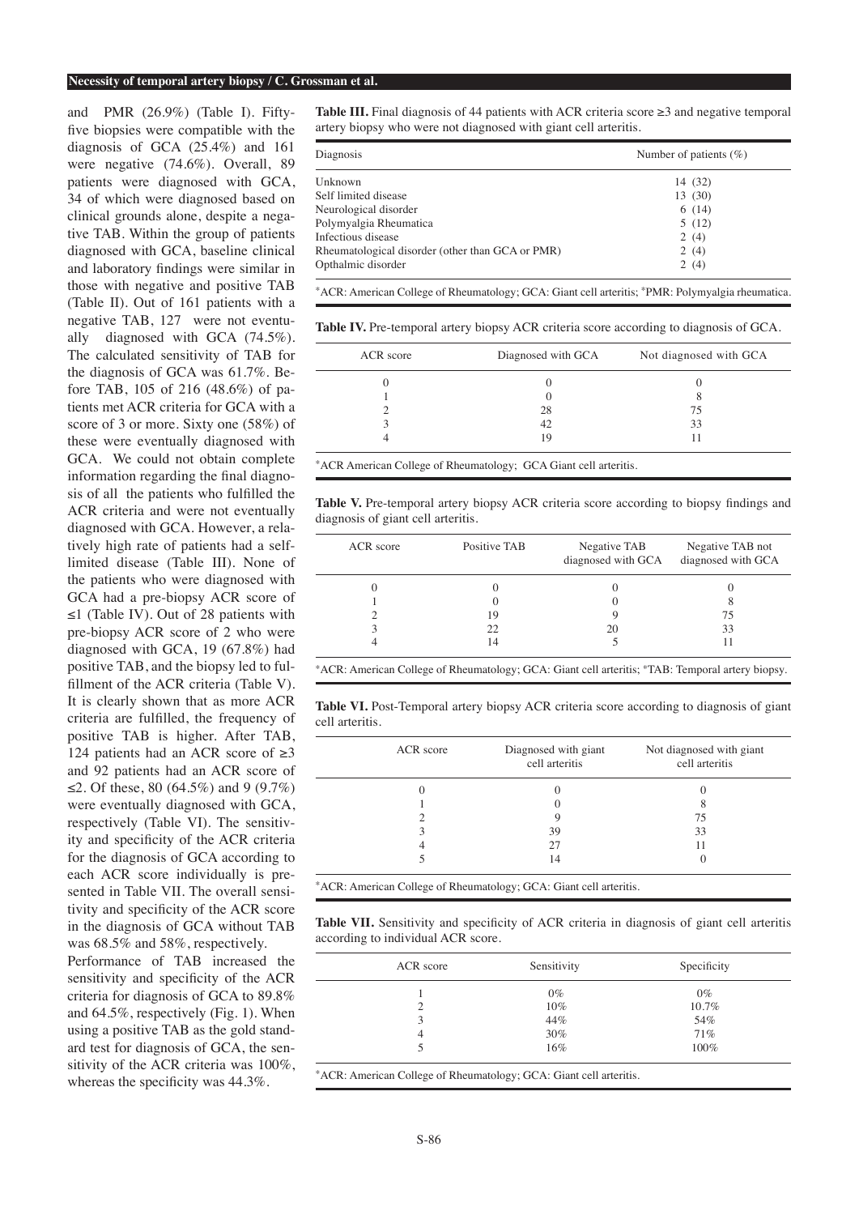and PMR (26.9%) (Table I). Fifty-five biopsies were compatible with the diagnosis of GCA (25.4%) and 161 were negative (74.6%). Overall, 89 patients were diagnosed with GCA, 34 of which were diagnosed based on clinical grounds alone, despite a negative TAB. Within the group of patients diagnosed with GCA, baseline clinical and laboratory findings were similar in those with negative and positive TAB (Table II). Out of 161 patients with a negative TAB, 127 were not eventually diagnosed with GCA (74.5%). The calculated sensitivity of TAB for the diagnosis of GCA was 61.7%. Before TAB, 105 of 216 (48.6%) of patients met ACR criteria for GCA with a score of 3 or more. Sixty one (58%) of these were eventually diagnosed with GCA. We could not obtain complete information regarding the final diagnosis of all the patients who fulfilled the ACR criteria and were not eventually diagnosed with GCA. However, a relatively high rate of patients had a self-limited disease (Table III). None of the patients who were diagnosed with GCA had a pre-biopsy ACR score of ≤1 (Table IV). Out of 28 patients with pre-biopsy ACR score of 2 who were diagnosed with GCA, 19 (67.8%) had positive TAB, and the biopsy led to fulfillment of the ACR criteria (Table V). It is clearly shown that as more ACR criteria are fulfilled, the frequency of positive TAB is higher. After TAB, 124 patients had an ACR score of ≥3 and 92 patients had an ACR score of ≤2. Of these, 80 (64.5%) and 9 (9.7%) were eventually diagnosed with GCA, respectively (Table VI). The sensitivity and specificity of the ACR criteria for the diagnosis of GCA according to each ACR score individually is presented in Table VII. The overall sensitivity and specificity of the ACR score in the diagnosis of GCA without TAB was 68.5% and 58%, respectively.

Performance of TAB increased the sensitivity and specificity of the ACR criteria for diagnosis of GCA to 89.8% and 64.5%, respectively (Fig. 1). When using a positive TAB as the gold standard test for diagnosis of GCA, the sensitivity of the ACR criteria was 100%, whereas the specificity was 44.3%.

**Table III.** Final diagnosis of 44 patients with ACR criteria score ≥3 and negative temporal artery biopsy who were not diagnosed with giant cell arteritis.

| Diagnosis | Number of patients (%) |
|---|---|
| Unknown | 14 (32) |
| Self limited disease | 13 (30) |
| Neurological disorder | 6 (14) |
| Polymyalgia Rheumatica | 5 (12) |
| Infectious disease | 2 (4) |
| Rheumatological disorder (other than GCA or PMR) | 2 (4) |
| Opthalmic disorder | 2 (4) |

*ACR: American College of Rheumatology; GCA: Giant cell arteritis; *PMR: Polymyalgia rheumatica.

**Table IV.** Pre-temporal artery biopsy ACR criteria score according to diagnosis of GCA.

| ACR score | Diagnosed with GCA | Not diagnosed with GCA |
|---|---|---|
| 0 | 0 | 0 |
| 1 | 0 | 8 |
| 2 | 28 | 75 |
| 3 | 42 | 33 |
| 4 | 19 | 11 |

*ACR American College of Rheumatology; GCA Giant cell arteritis.

**Table V.** Pre-temporal artery biopsy ACR criteria score according to biopsy findings and diagnosis of giant cell arteritis.

| ACR score | Positive TAB | Negative TAB diagnosed with GCA | Negative TAB not diagnosed with GCA |
|---|---|---|---|
| 0 | 0 | 0 | 0 |
| 1 | 0 | 0 | 8 |
| 2 | 19 | 9 | 75 |
| 3 | 22 | 20 | 33 |
| 4 | 14 | 5 | 11 |

*ACR: American College of Rheumatology; GCA: Giant cell arteritis; *TAB: Temporal artery biopsy.

**Table VI.** Post-Temporal artery biopsy ACR criteria score according to diagnosis of giant cell arteritis.

| ACR score | Diagnosed with giant cell arteritis | Not diagnosed with giant cell arteritis |
|---|---|---|
| 0 | 0 | 0 |
| 1 | 0 | 8 |
| 2 | 9 | 75 |
| 3 | 39 | 33 |
| 4 | 27 | 11 |
| 5 | 14 | 0 |

*ACR: American College of Rheumatology; GCA: Giant cell arteritis.

**Table VII.** Sensitivity and specificity of ACR criteria in diagnosis of giant cell arteritis according to individual ACR score.

| ACR score | Sensitivity | Specificity |
|---|---|---|
| 1 | 0% | 0% |
| 2 | 10% | 10.7% |
| 3 | 44% | 54% |
| 4 | 30% | 71% |
| 5 | 16% | 100% |

*ACR: American College of Rheumatology; GCA: Giant cell arteritis.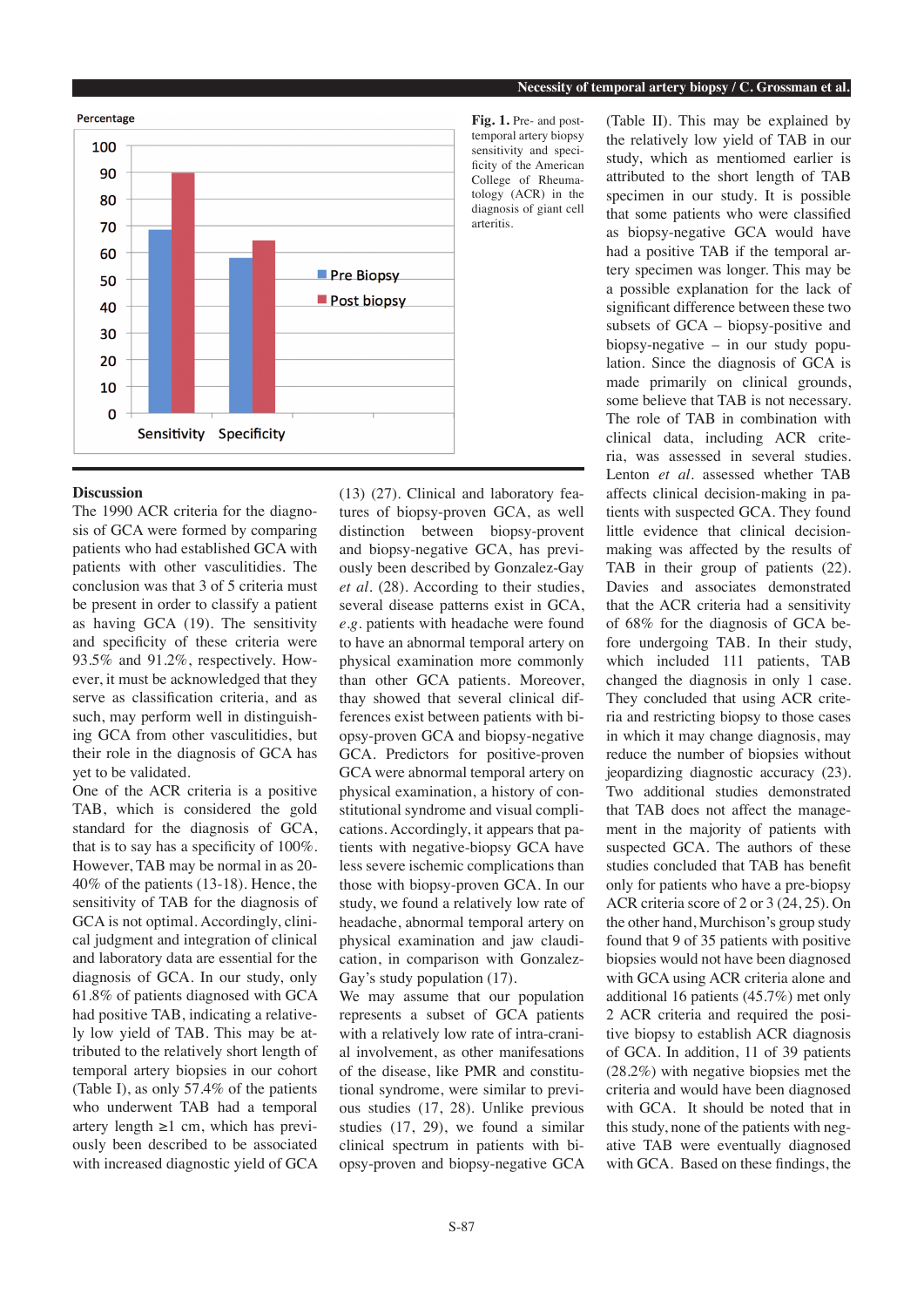**Fig. 1.** Pre- and post-temporal artery biopsy sensitivity and specificity of the American College of Rheumatology (ACR) in the diagnosis of giant cell arteritis.

## Discussion

The 1990 ACR criteria for the diagnosis of GCA were formed by comparing patients who had established GCA with patients with other vasculitidies. The conclusion was that 3 of 5 criteria must be present in order to classify a patient as having GCA (19). The sensitivity and specificity of these criteria were 93.5% and 91.2%, respectively. However, it must be acknowledged that they serve as classification criteria, and as such, may perform well in distinguishing GCA from other vasculitidies, but their role in the diagnosis of GCA has yet to be validated.

One of the ACR criteria is a positive TAB, which is considered the gold standard for the diagnosis of GCA, that is to say has a specificity of 100%. However, TAB may be normal in as 20-40% of the patients (13-18). Hence, the sensitivity of TAB for the diagnosis of GCA is not optimal. Accordingly, clinical judgment and integration of clinical and laboratory data are essential for the diagnosis of GCA. In our study, only 61.8% of patients diagnosed with GCA had positive TAB, indicating a relatively low yield of TAB. This may be attributed to the relatively short length of temporal artery biopsies in our cohort (Table I), as only 57.4% of the patients who underwent TAB had a temporal artery length ≥1 cm, which has previously been described to be associated with increased diagnostic yield of GCA (13) (27). Clinical and laboratory features of biopsy-proven GCA, as well distinction between biopsy-provent and biopsy-negative GCA, has previously been described by Gonzalez-Gay *et al.* (28). According to their studies, several disease patterns exist in GCA, *e.g.* patients with headache were found to have an abnormal temporal artery on physical examination more commonly than other GCA patients. Moreover, thay showed that several clinical differences exist between patients with biopsy-proven GCA and biopsy-negative GCA. Predictors for positive-proven GCA were abnormal temporal artery on physical examination, a history of constitutional syndrome and visual complications. Accordingly, it appears that patients with negative-biopsy GCA have less severe ischemic complications than those with biopsy-proven GCA. In our study, we found a relatively low rate of headache, abnormal temporal artery on physical examination and jaw claudication, in comparison with Gonzalez-Gay's study population (17).

We may assume that our population represents a subset of GCA patients with a relatively low rate of intra-cranial involvement, as other manifestations of the disease, like PMR and constitutional syndrome, were similar to previous studies (17, 28). Unlike previous studies (17, 29), we found a similar clinical spectrum in patients with biopsy-proven and biopsy-negative GCA (Table II). This may be explained by the relatively low yield of TAB in our study, which as mentiomed earlier is attributed to the short length of TAB specimen in our study. It is possible that some patients who were classified as biopsy-negative GCA would have had a positive TAB if the temporal artery specimen was longer. This may be a possible explanation for the lack of significant difference between these two subsets of GCA – biopsy-positive and biopsy-negative – in our study population. Since the diagnosis of GCA is made primarily on clinical grounds, some believe that TAB is not necessary. The role of TAB in combination with clinical data, including ACR criteria, was assessed in several studies. Lenton *et al.* assessed whether TAB affects clinical decision-making in patients with suspected GCA. They found little evidence that clinical decision-making was affected by the results of TAB in their group of patients (22). Davies and associates demonstrated that the ACR criteria had a sensitivity of 68% for the diagnosis of GCA before undergoing TAB. In their study, which included 111 patients, TAB changed the diagnosis in only 1 case. They concluded that using ACR criteria and restricting biopsy to those cases in which it may change diagnosis, may reduce the number of biopsies without jeopardizing diagnostic accuracy (23). Two additional studies demonstrated that TAB does not affect the management in the majority of patients with suspected GCA. The authors of these studies concluded that TAB has benefit only for patients who have a pre-biopsy ACR criteria score of 2 or 3 (24, 25). On the other hand, Murchison's group study found that 9 of 35 patients with positive biopsies would not have been diagnosed with GCA using ACR criteria alone and additional 16 patients (45.7%) met only 2 ACR criteria and required the positive biopsy to establish ACR diagnosis of GCA. In addition, 11 of 39 patients (28.2%) with negative biopsies met the criteria and would have been diagnosed with GCA. It should be noted that in this study, none of the patients with negative TAB were eventually diagnosed with GCA. Based on these findings, the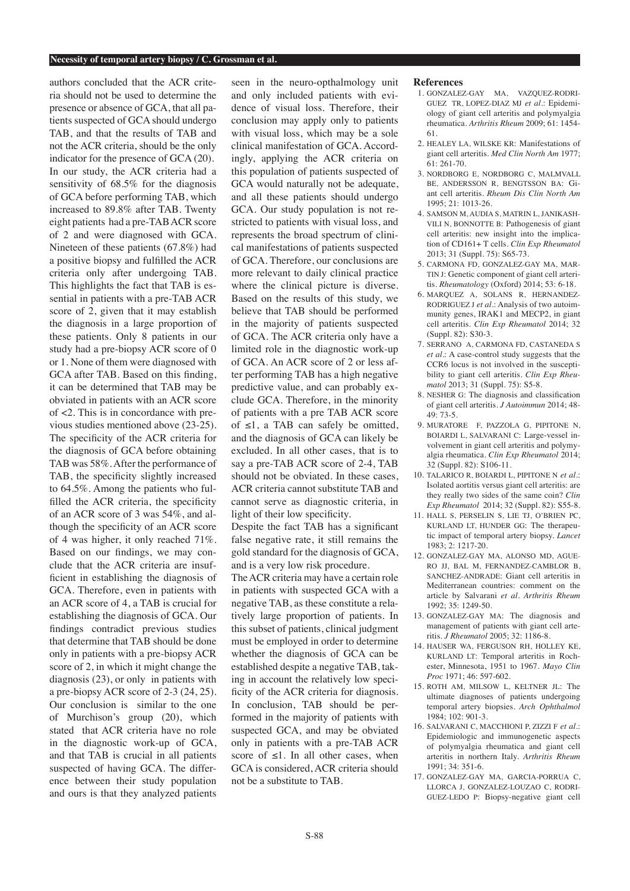authors concluded that the ACR criteria should not be used to determine the presence or absence of GCA, that all patients suspected of GCA should undergo TAB, and that the results of TAB and not the ACR criteria, should be the only indicator for the presence of GCA (20).

In our study, the ACR criteria had a sensitivity of 68.5% for the diagnosis of GCA before performing TAB, which increased to 89.8% after TAB. Twenty eight patients had a pre-TAB ACR score of 2 and were diagnosed with GCA. Nineteen of these patients (67.8%) had a positive biopsy and fulfilled the ACR criteria only after undergoing TAB. This highlights the fact that TAB is essential in patients with a pre-TAB ACR score of 2, given that it may establish the diagnosis in a large proportion of these patients. Only 8 patients in our study had a pre-biopsy ACR score of 0 or 1. None of them were diagnosed with GCA after TAB. Based on this finding, it can be determined that TAB may be obviated in patients with an ACR score of <2. This is in concordance with previous studies mentioned above (23-25). The specificity of the ACR criteria for the diagnosis of GCA before obtaining TAB was 58%. After the performance of TAB, the specificity slightly increased to 64.5%. Among the patients who fulfilled the ACR criteria, the specificity of an ACR score of 3 was 54%, and although the specificity of an ACR score of 4 was higher, it only reached 71%. Based on our findings, we may conclude that the ACR criteria are insufficient in establishing the diagnosis of GCA. Therefore, even in patients with an ACR score of 4, a TAB is crucial for establishing the diagnosis of GCA. Our findings contradict previous studies that determine that TAB should be done only in patients with a pre-biopsy ACR score of 2, in which it might change the diagnosis (23), or only in patients with a pre-biopsy ACR score of 2-3 (24, 25). Our conclusion is similar to the one of Murchison's group (20), which stated that ACR criteria have no role in the diagnostic work-up of GCA, and that TAB is crucial in all patients suspected of having GCA. The difference between their study population and ours is that they analyzed patients seen in the neuro-opthalmology unit and only included patients with evidence of visual loss. Therefore, their conclusion may apply only to patients with visual loss, which may be a sole clinical manifestation of GCA. Accordingly, applying the ACR criteria on this population of patients suspected of GCA would naturally not be adequate, and all these patients should undergo GCA. Our study population is not restricted to patients with visual loss, and represents the broad spectrum of clinical manifestations of patients suspected of GCA. Therefore, our conclusions are more relevant to daily clinical practice where the clinical picture is diverse. Based on the results of this study, we believe that TAB should be performed in the majority of patients suspected of GCA. The ACR criteria only have a limited role in the diagnostic work-up of GCA. An ACR score of 2 or less after performing TAB has a high negative predictive value, and can probably exclude GCA. Therefore, in the minority of patients with a pre TAB ACR score of ≤1, a TAB can safely be omitted, and the diagnosis of GCA can likely be excluded. In all other cases, that is to say a pre-TAB ACR score of 2-4, TAB should not be obviated. In these cases, ACR criteria cannot substitute TAB and cannot serve as diagnostic criteria, in light of their low specificity.

Despite the fact TAB has a significant false negative rate, it still remains the gold standard for the diagnosis of GCA, and is a very low risk procedure.

The ACR criteria may have a certain role in patients with suspected GCA with a negative TAB, as these constitute a relatively large proportion of patients. In this subset of patients, clinical judgment must be employed in order to determine whether the diagnosis of GCA can be established despite a negative TAB, taking in account the relatively low specificity of the ACR criteria for diagnosis. In conclusion, TAB should be performed in the majority of patients with suspected GCA, and may be obviated only in patients with a pre-TAB ACR score of ≤1. In all other cases, when GCA is considered, ACR criteria should not be a substitute to TAB.

## References

1. GONZALEZ-GAY MA, VAZQUEZ-RODRIGUEZ TR, LOPEZ-DIAZ MJ *et al.*: Epidemiology of giant cell arteritis and polymyalgia rheumatica. *Arthritis Rheum* 2009; 61: 1454-61.
2. HEALEY LA, WILSKE KR: Manifestations of giant cell arteritis. *Med Clin North Am* 1977; 61: 261-70.
3. NORDBORG E, NORDBORG C, MALMVALL BE, ANDERSSON R, BENGTSSON BA: Giant cell arteritis. *Rheum Dis Clin North Am* 1995; 21: 1013-26.
4. SAMSON M, AUDIA S, MATRIN L, JANIKASHVILI N, BONNOTTE B: Pathogenesis of giant cell arteritis: new insight into the implication of CD161+ T cells. *Clin Exp Rheumatol* 2013; 31 (Suppl. 75): S65-73.
5. CARMONA FD, GONZALEZ-GAY MA, MARTIN J: Genetic component of giant cell arteritis. *Rheumatology* (Oxford) 2014; 53: 6-18.
6. MARQUEZ A, SOLANS R, HERNANDEZ-RODRIGUEZ J *et al.*: Analysis of two autoimmunity genes, IRAK1 and MECP2, in giant cell arteritis. *Clin Exp Rheumatol* 2014; 32 (Suppl. 82): S30-3.
7. SERRANO A, CARMONA FD, CASTANEDA S *et al.*: A case-control study suggests that the CCR6 locus is not involved in the susceptibility to giant cell arteritis. *Clin Exp Rheumatol* 2013; 31 (Suppl. 75): S5-8.
8. NESHER G: The diagnosis and classification of giant cell arteritis. *J Autoimmun* 2014; 48-49: 73-5.
9. MURATORE F, PAZZOLA G, PIPITONE N, BOIARDI L, SALVARANI C: Large-vessel involvement in giant cell arteritis and polymyalgia rheumatica. *Clin Exp Rheumatol* 2014; 32 (Suppl. 82): S106-11.
10. TALARICO R, BOIARDI L, PIPITONE N *et al.*: Isolated aortitis versus giant cell arteritis: are they really two sides of the same coin? *Clin Exp Rheumatol* 2014; 32 (Suppl. 82): S55-8.
11. HALL S, PERSELIN S, LIE TJ, O'BRIEN PC, KURLAND LT, HUNDER GG: The therapeutic impact of temporal artery biopsy. *Lancet* 1983; 2: 1217-20.
12. GONZALEZ-GAY MA, ALONSO MD, AGUERO JJ, BAL M, FERNANDEZ-CAMBLOR B, SANCHEZ-ANDRADE: Giant cell arteritis in Mediterranean countries: comment on the article by Salvarani *et al. Arthritis Rheum* 1992; 35: 1249-50.
13. GONZALEZ-GAY MA: The diagnosis and management of patients with giant cell arteritis. *J Rheumatol* 2005; 32: 1186-8.
14. HAUSER WA, FERGUSON RH, HOLLEY KE, KURLAND LT: Temporal arteritis in Rochester, Minnesota, 1951 to 1967. *Mayo Clin Proc* 1971; 46: 597-602.
15. ROTH AM, MILSOW L, KELTNER JL: The ultimate diagnoses of patients undergoing temporal artery biopsies. *Arch Ophthalmol* 1984; 102: 901-3.
16. SALVARANI C, MACCHIONI P, ZIZZI F *et al.*: Epidemiologic and immunogenetic aspects of polymyalgia rheumatica and giant cell arteritis in northern Italy. *Arthritis Rheum* 1991; 34: 351-6.
17. GONZALEZ-GAY MA, GARCIA-PORRUA C, LLORCA J, GONZALEZ-LOUZAO C, RODRIGUEZ-LEDO P: Biopsy-negative giant cell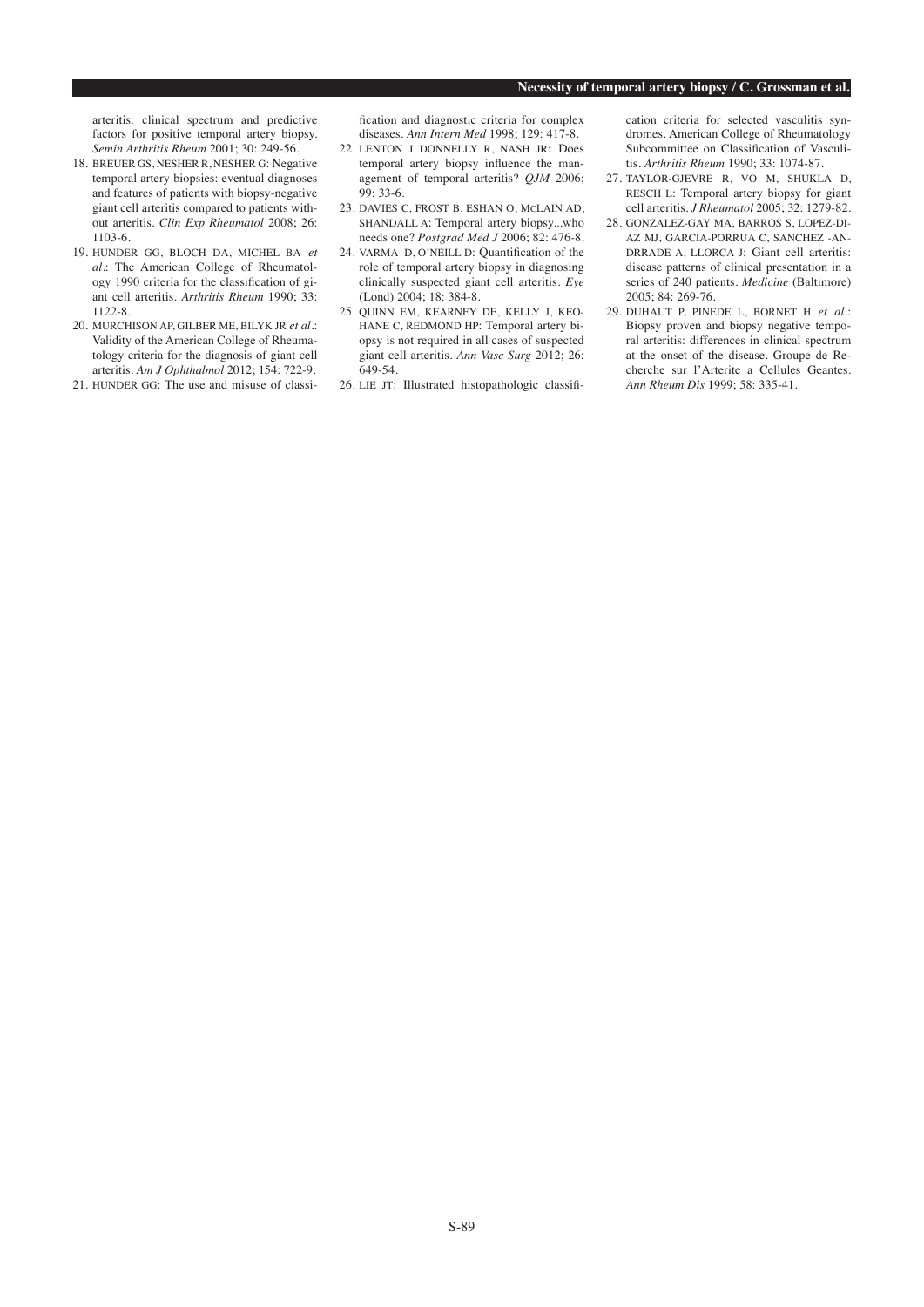arteritis: clinical spectrum and predictive factors for positive temporal artery biopsy. *Semin Arthritis Rheum* 2001; 30: 249-56.

18. BREUER GS, NESHER R, NESHER G: Negative temporal artery biopsies: eventual diagnoses and features of patients with biopsy-negative giant cell arteritis compared to patients without arteritis. *Clin Exp Rheumatol* 2008; 26: 1103-6.
19. HUNDER GG, BLOCH DA, MICHEL BA *et al.*: The American College of Rheumatology 1990 criteria for the classification of giant cell arteritis. *Arthritis Rheum* 1990; 33: 1122-8.
20. MURCHISON AP, GILBER ME, BILYK JR *et al.*: Validity of the American College of Rheumatology criteria for the diagnosis of giant cell arteritis. *Am J Ophthalmol* 2012; 154: 722-9.
21. HUNDER GG: The use and misuse of classification and diagnostic criteria for complex diseases. *Ann Intern Med* 1998; 129: 417-8.
22. LENTON J DONNELLY R, NASH JR: Does temporal artery biopsy influence the management of temporal arteritis? *QJM* 2006; 99: 33-6.
23. DAVIES C, FROST B, ESHAN O, MCLAIN AD, SHANDALL A: Temporal artery biopsy...who needs one? *Postgrad Med J* 2006; 82: 476-8.
24. VARMA D, O'NEILL D: Quantification of the role of temporal artery biopsy in diagnosing clinically suspected giant cell arteritis. *Eye* (Lond) 2004; 18: 384-8.
25. QUINN EM, KEARNEY DE, KELLY J, KEOHANE C, REDMOND HP: Temporal artery biopsy is not required in all cases of suspected giant cell arteritis. *Ann Vasc Surg* 2012; 26: 649-54.
26. LIE JT: Illustrated histopathologic classification criteria for selected vasculitis syndromes. American College of Rheumatology Subcommittee on Classification of Vasculitis. *Arthritis Rheum* 1990; 33: 1074-87.
27. TAYLOR-GJEVRE R, VO M, SHUKLA D, RESCH L: Temporal artery biopsy for giant cell arteritis. *J Rheumatol* 2005; 32: 1279-82.
28. GONZALEZ-GAY MA, BARROS S, LOPEZ-DIAZ MJ, GARCIA-PORRUA C, SANCHEZ -ANDRRADE A, LLORCA J: Giant cell arteritis: disease patterns of clinical presentation in a series of 240 patients. *Medicine* (Baltimore) 2005; 84: 269-76.
29. DUHAUT P, PINEDE L, BORNET H *et al.*: Biopsy proven and biopsy negative temporal arteritis: differences in clinical spectrum at the onset of the disease. Groupe de Recherche sur l'Arterite a Cellules Geantes. *Ann Rheum Dis* 1999; 58: 335-41.